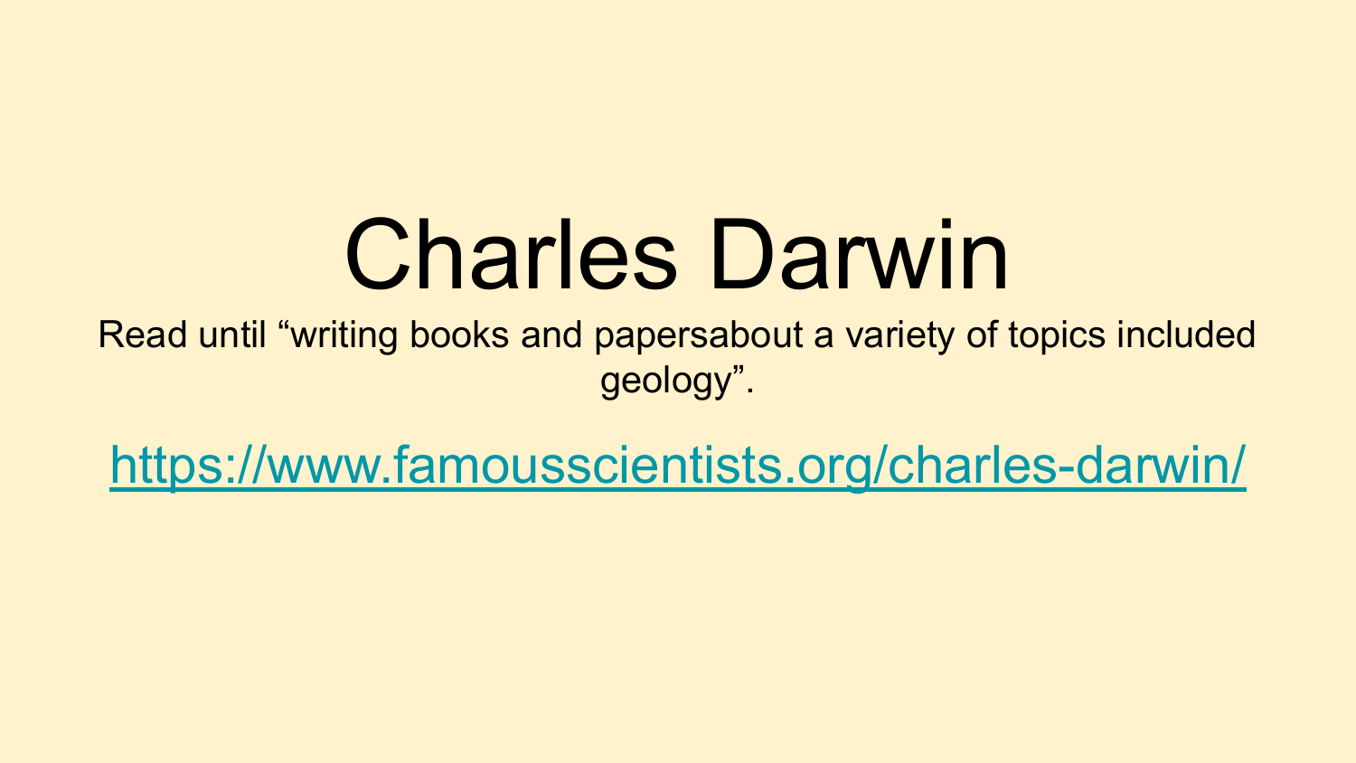# Charles Darwin

Read until "writing books and papersabout a variety of topics included geology".

https://www.famousscientists.org/charles-darwin/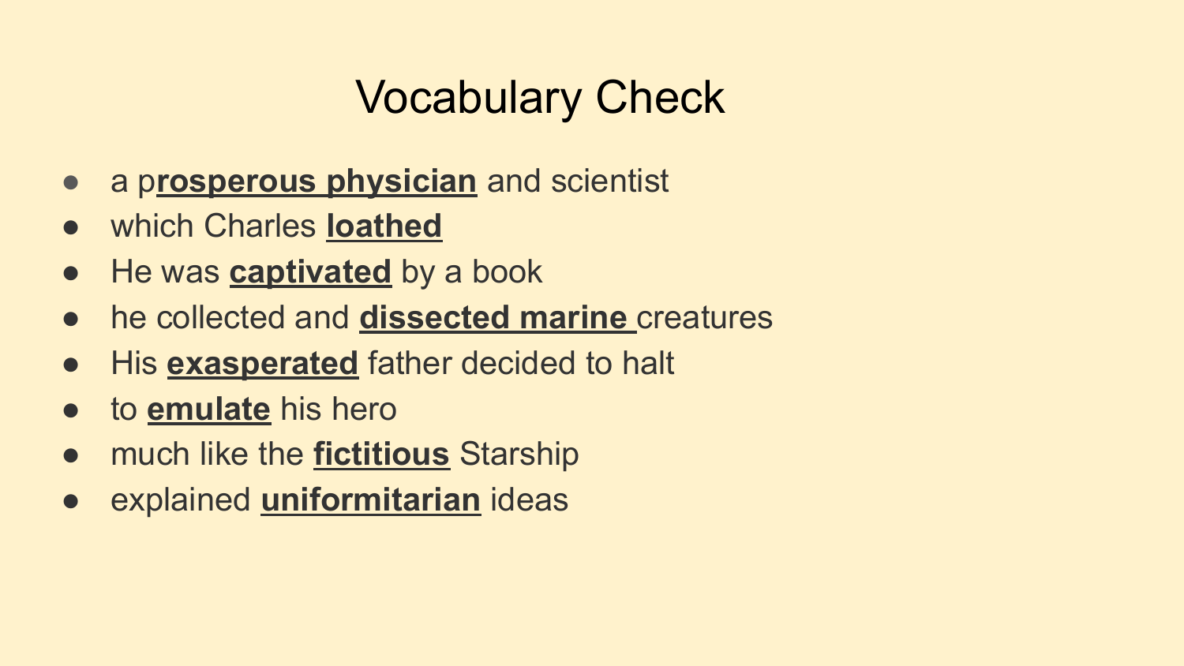# Vocabulary Check

- a p**rosperous physician** and scientist
- which Charles **loathed**
- He was **captivated** by a book
- he collected and **dissected marine** creatures
- His **exasperated** father decided to halt
- to **emulate** his hero
- much like the **fictitious** Starship
- explained **uniformitarian** ideas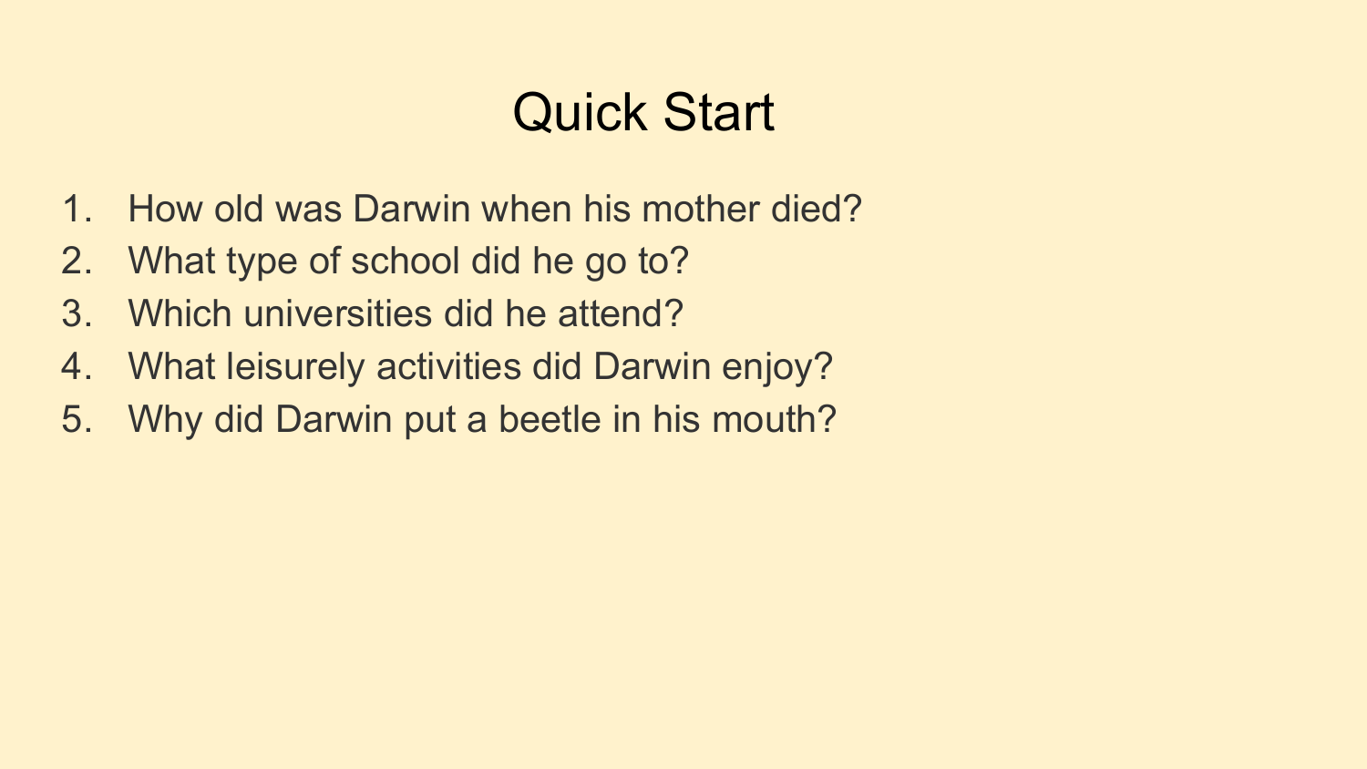# Quick Start

1. How old was Darwin when his mother died?
2. What type of school did he go to?
3. Which universities did he attend?
4. What leisurely activities did Darwin enjoy?
5. Why did Darwin put a beetle in his mouth?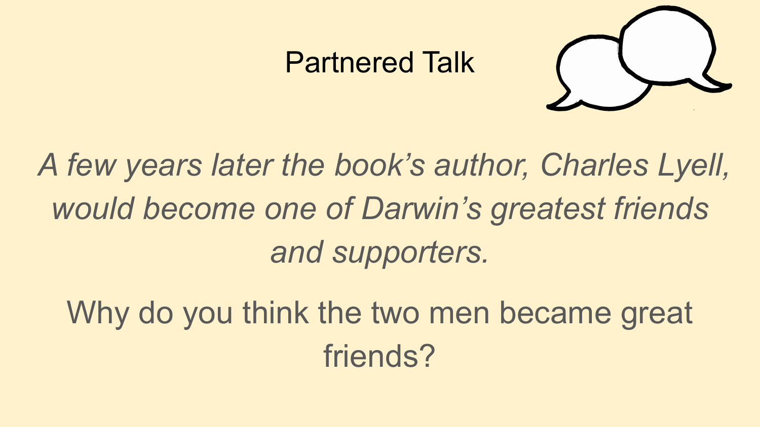# Partnered Talk

*A few years later the book's author, Charles Lyell, would become one of Darwin's greatest friends and supporters.*

Why do you think the two men became great friends?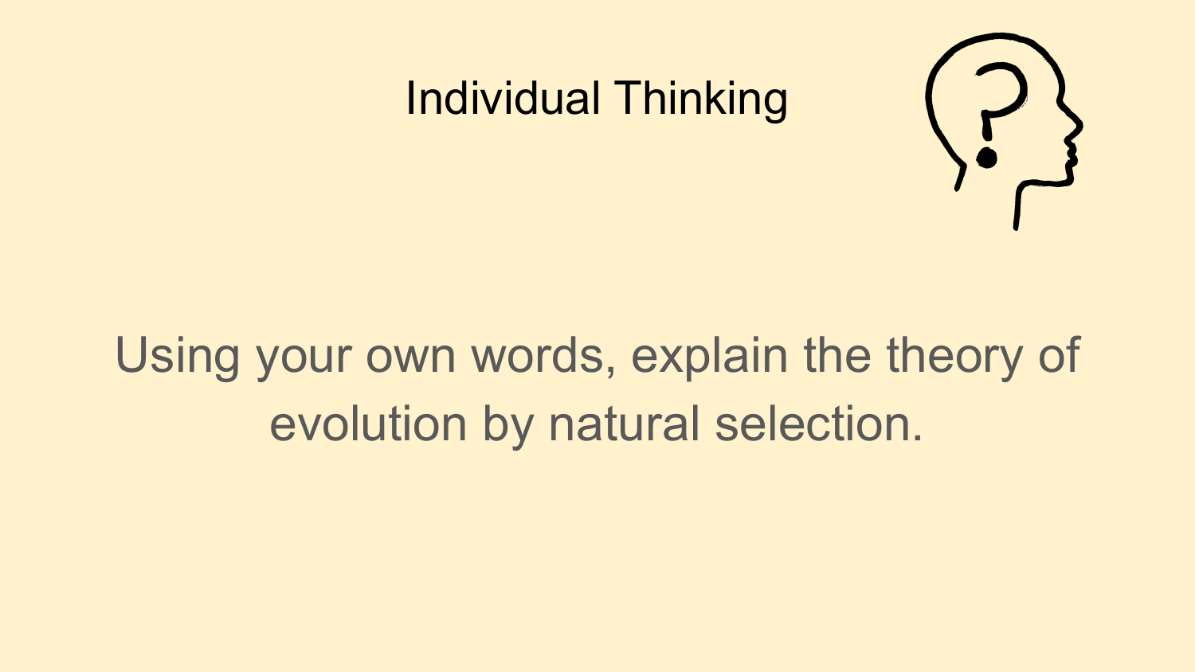# Individual Thinking

Using your own words, explain the theory of evolution by natural selection.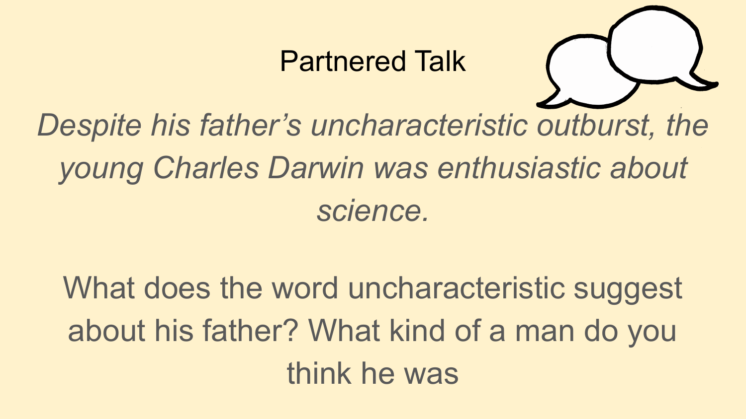# Partnered Talk

*Despite his father's uncharacteristic outburst, the young Charles Darwin was enthusiastic about science.*

What does the word uncharacteristic suggest about his father? What kind of a man do you think he was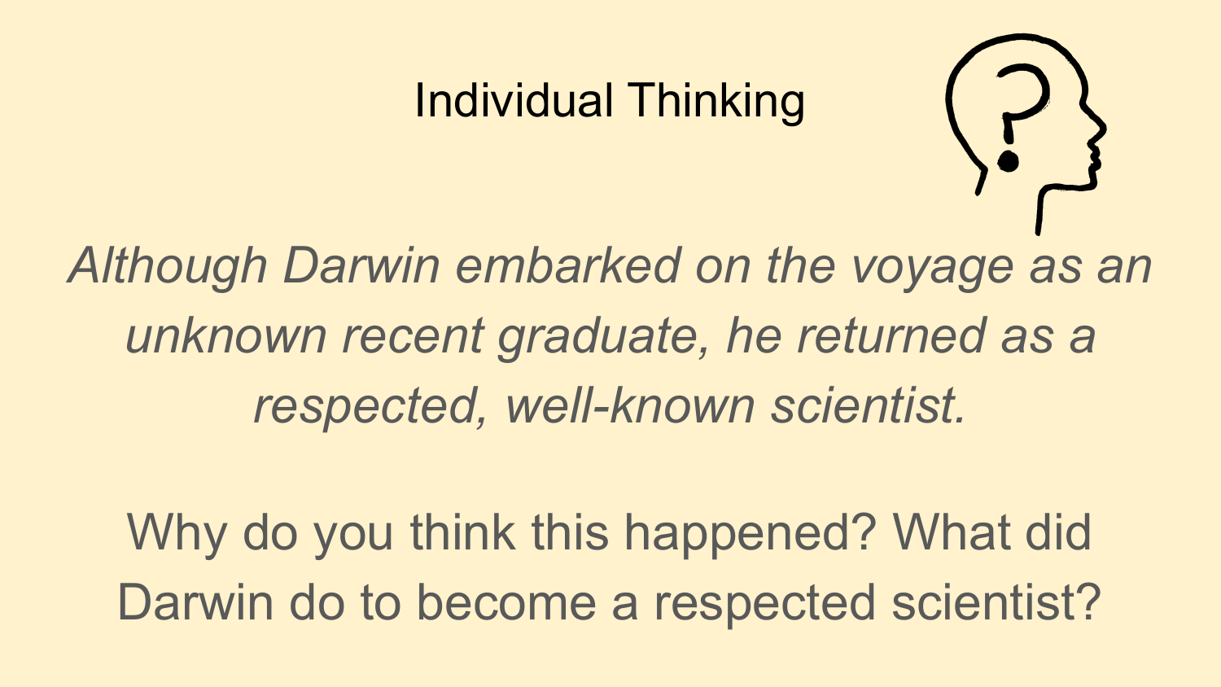# Individual Thinking

*Although Darwin embarked on the voyage as an unknown recent graduate, he returned as a respected, well-known scientist.*

Why do you think this happened? What did Darwin do to become a respected scientist?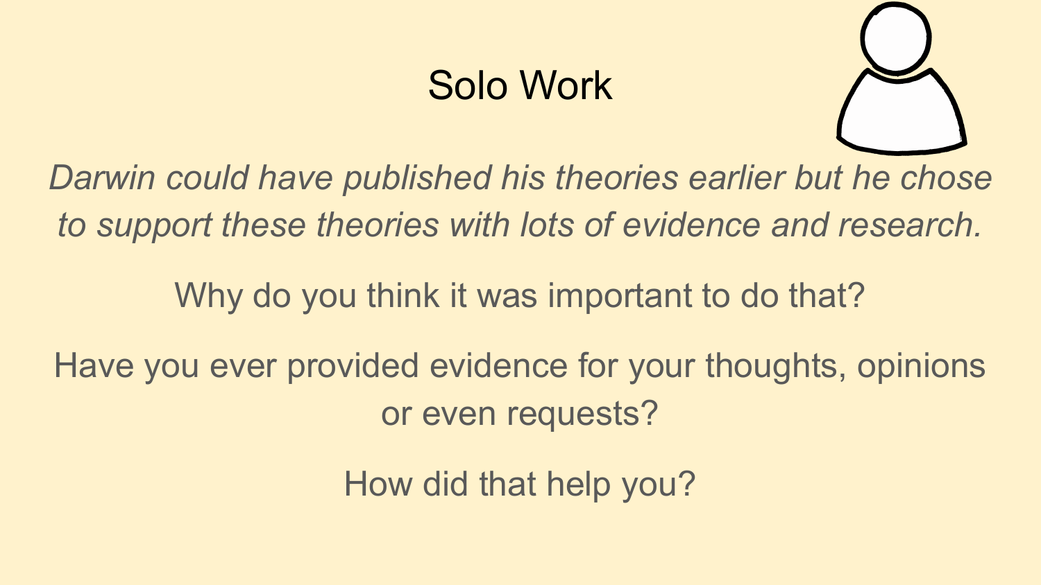# Solo Work

*Darwin could have published his theories earlier but he chose to support these theories with lots of evidence and research.*

Why do you think it was important to do that?

Have you ever provided evidence for your thoughts, opinions or even requests?

How did that help you?